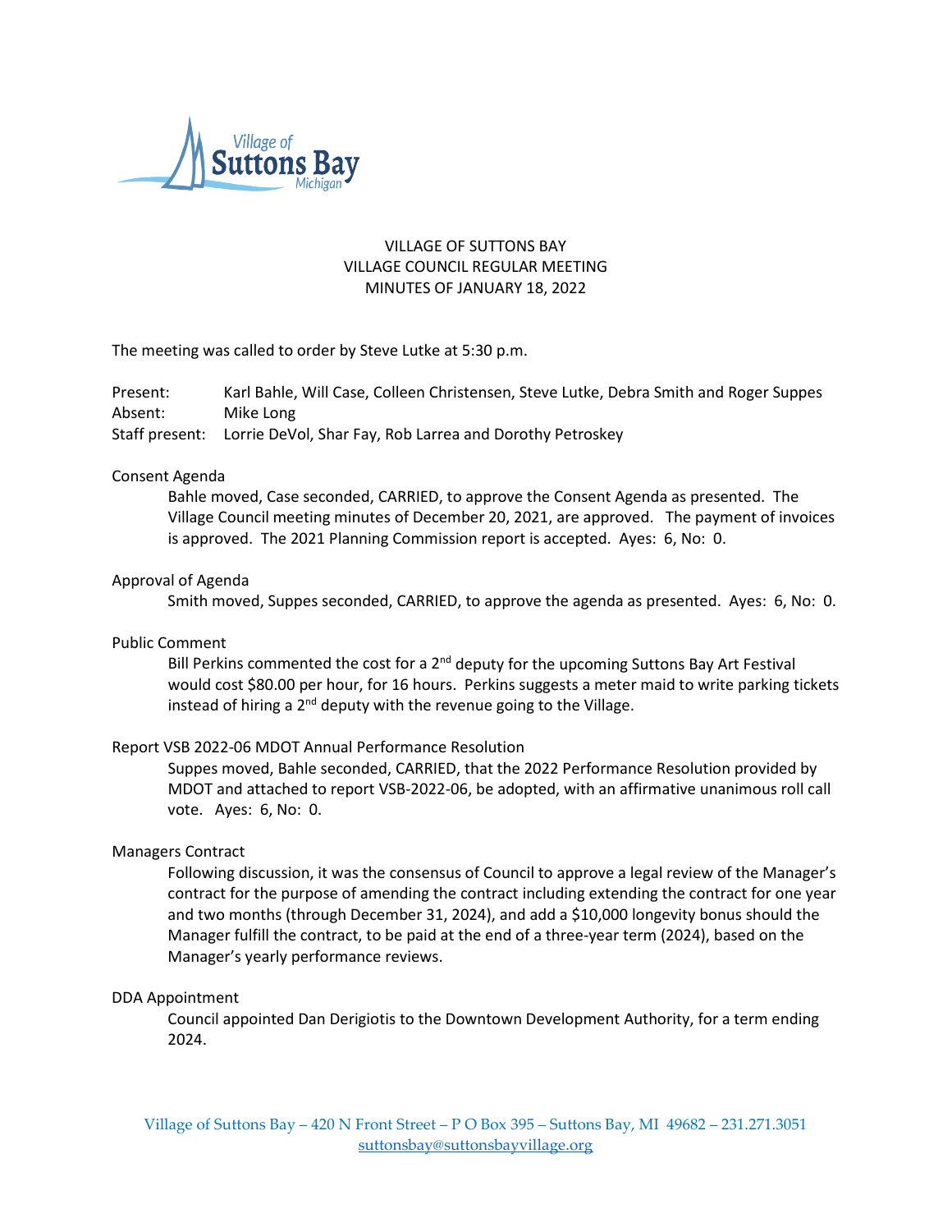# VILLAGE OF SUTTONS BAY
## VILLAGE COUNCIL REGULAR MEETING
## MINUTES OF JANUARY 18, 2022

The meeting was called to order by Steve Lutke at 5:30 p.m.

Present: Karl Bahle, Will Case, Colleen Christensen, Steve Lutke, Debra Smith and Roger Suppes
Absent: Mike Long
Staff present: Lorrie DeVol, Shar Fay, Rob Larrea and Dorothy Petroskey

### Consent Agenda

Bahle moved, Case seconded, CARRIED, to approve the Consent Agenda as presented. The Village Council meeting minutes of December 20, 2021, are approved. The payment of invoices is approved. The 2021 Planning Commission report is accepted. Ayes: 6, No: 0.

### Approval of Agenda

Smith moved, Suppes seconded, CARRIED, to approve the agenda as presented. Ayes: 6, No: 0.

### Public Comment

Bill Perkins commented the cost for a 2nd deputy for the upcoming Suttons Bay Art Festival would cost $80.00 per hour, for 16 hours. Perkins suggests a meter maid to write parking tickets instead of hiring a 2nd deputy with the revenue going to the Village.

### Report VSB 2022-06 MDOT Annual Performance Resolution

Suppes moved, Bahle seconded, CARRIED, that the 2022 Performance Resolution provided by MDOT and attached to report VSB-2022-06, be adopted, with an affirmative unanimous roll call vote. Ayes: 6, No: 0.

### Managers Contract

Following discussion, it was the consensus of Council to approve a legal review of the Manager's contract for the purpose of amending the contract including extending the contract for one year and two months (through December 31, 2024), and add a $10,000 longevity bonus should the Manager fulfill the contract, to be paid at the end of a three-year term (2024), based on the Manager's yearly performance reviews.

### DDA Appointment

Council appointed Dan Derigiotis to the Downtown Development Authority, for a term ending 2024.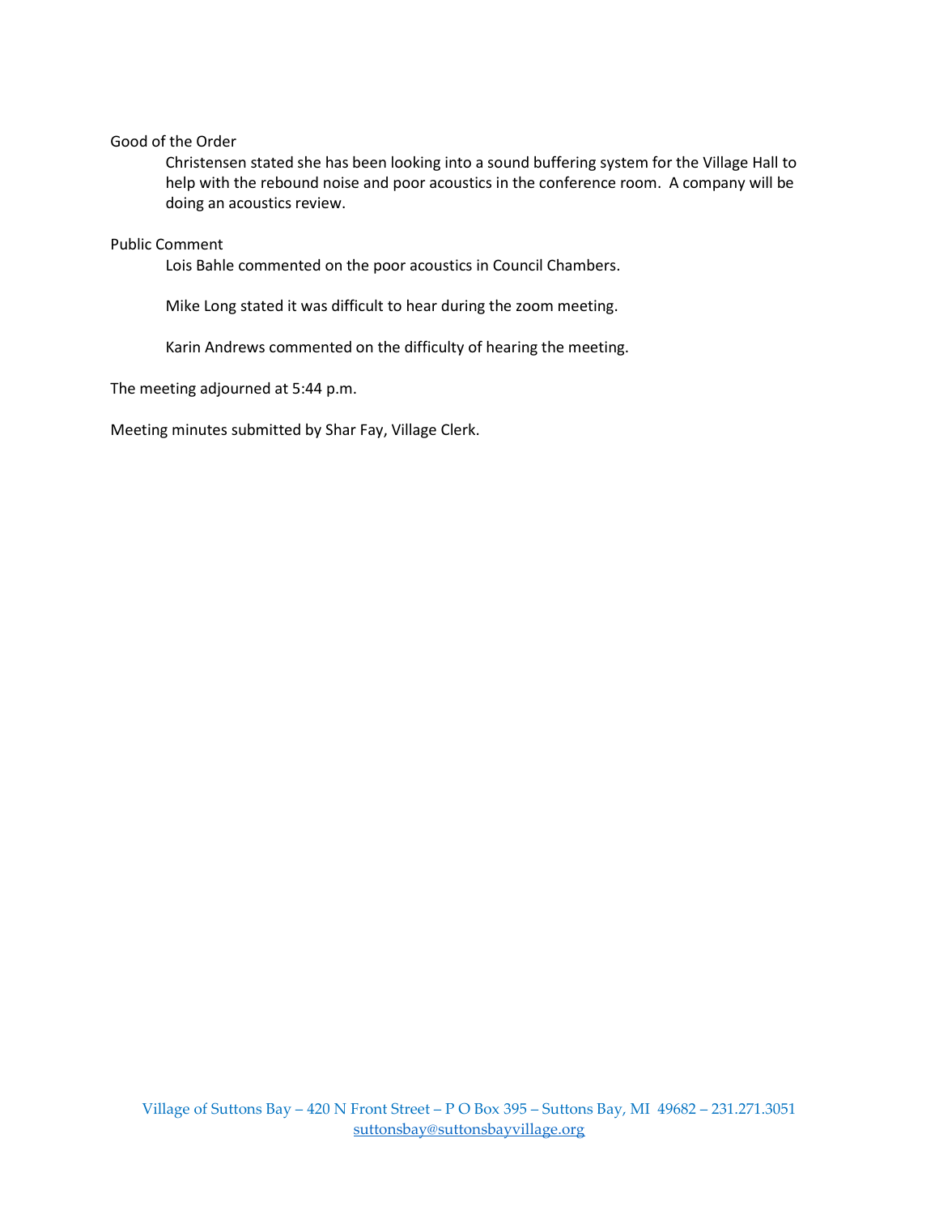Good of the Order

Christensen stated she has been looking into a sound buffering system for the Village Hall to help with the rebound noise and poor acoustics in the conference room. A company will be doing an acoustics review.

Public Comment

Lois Bahle commented on the poor acoustics in Council Chambers.

Mike Long stated it was difficult to hear during the zoom meeting.

Karin Andrews commented on the difficulty of hearing the meeting.

The meeting adjourned at 5:44 p.m.

Meeting minutes submitted by Shar Fay, Village Clerk.